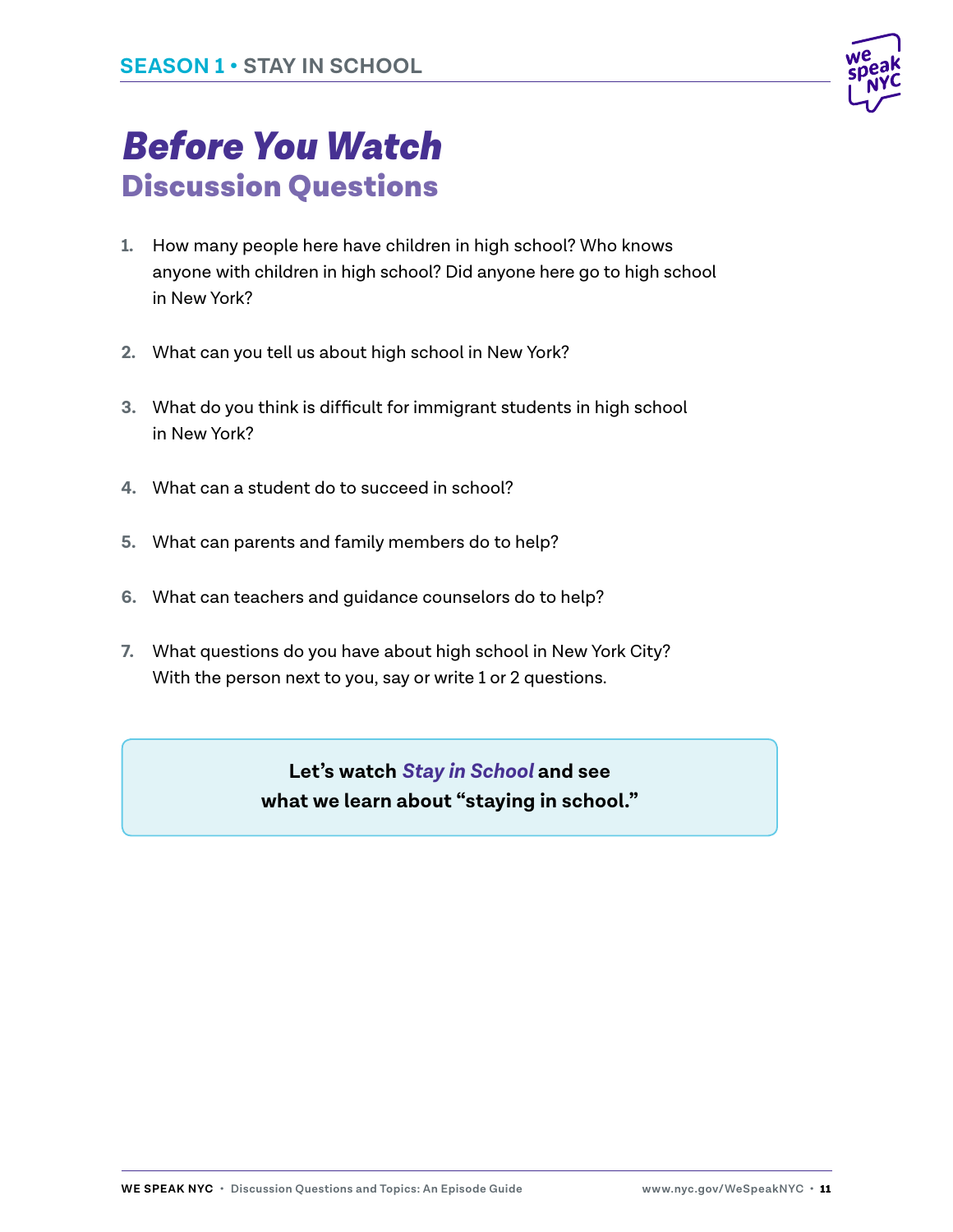# Before You Watch

## Discussion Questions

1. How many people here have children in high school? Who knows anyone with children in high school? Did anyone here go to high school in New York?

2. What can you tell us about high school in New York?

3. What do you think is difficult for immigrant students in high school in New York?

4. What can a student do to succeed in school?

5. What can parents and family members do to help?

6. What can teachers and guidance counselors do to help?

7. What questions do you have about high school in New York City? With the person next to you, say or write 1 or 2 questions.

**Let's watch *Stay in School* and see what we learn about "staying in school."**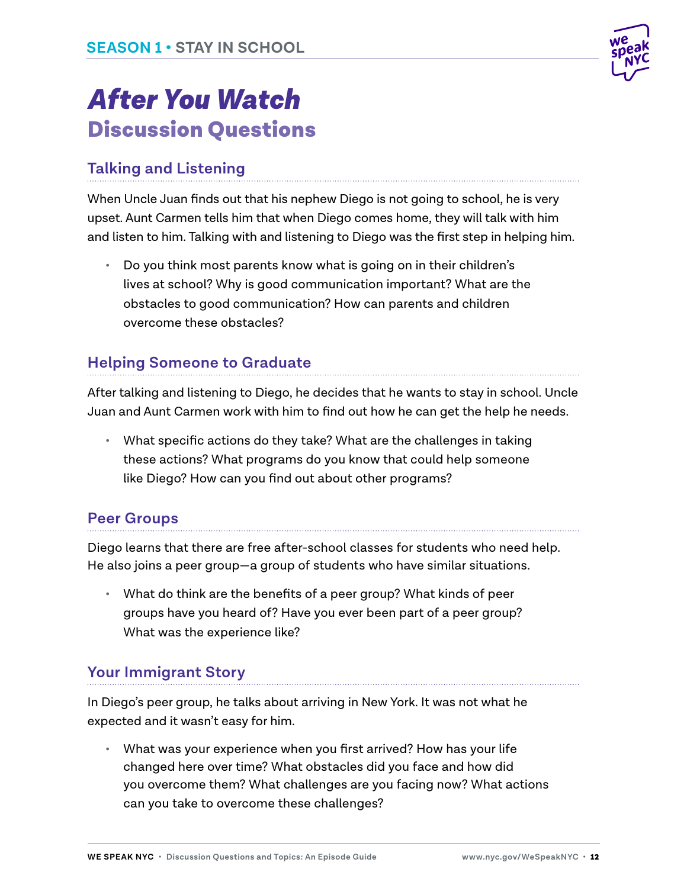# *After You Watch*
## Discussion Questions

### Talking and Listening

When Uncle Juan finds out that his nephew Diego is not going to school, he is very upset. Aunt Carmen tells him that when Diego comes home, they will talk with him and listen to him. Talking with and listening to Diego was the first step in helping him.

- Do you think most parents know what is going on in their children's lives at school? Why is good communication important? What are the obstacles to good communication? How can parents and children overcome these obstacles?

### Helping Someone to Graduate

After talking and listening to Diego, he decides that he wants to stay in school. Uncle Juan and Aunt Carmen work with him to find out how he can get the help he needs.

- What specific actions do they take? What are the challenges in taking these actions? What programs do you know that could help someone like Diego? How can you find out about other programs?

### Peer Groups

Diego learns that there are free after-school classes for students who need help. He also joins a peer group—a group of students who have similar situations.

- What do think are the benefits of a peer group? What kinds of peer groups have you heard of? Have you ever been part of a peer group? What was the experience like?

### Your Immigrant Story

In Diego's peer group, he talks about arriving in New York. It was not what he expected and it wasn't easy for him.

- What was your experience when you first arrived? How has your life changed here over time? What obstacles did you face and how did you overcome them? What challenges are you facing now? What actions can you take to overcome these challenges?